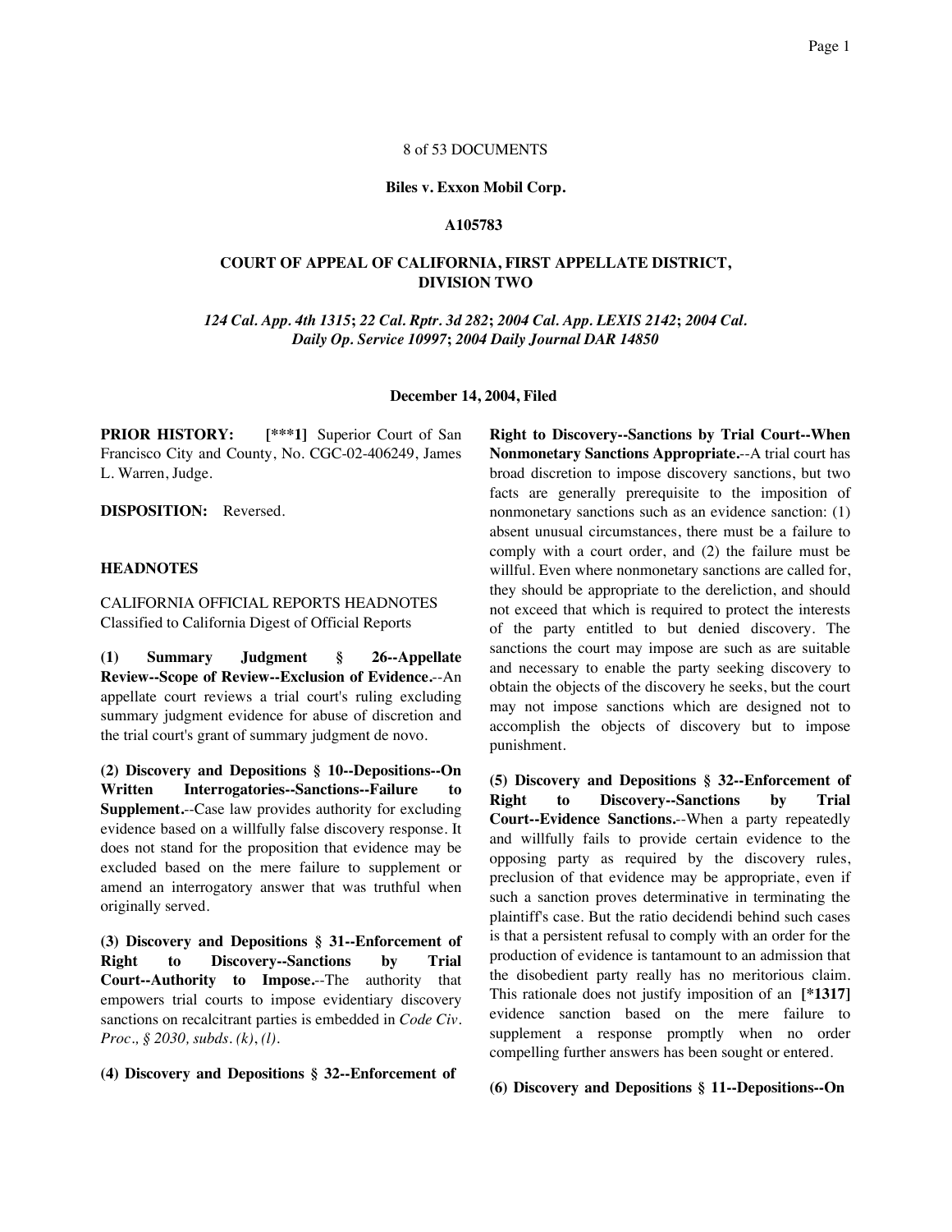8 of 53 DOCUMENTS

**Biles v. Exxon Mobil Corp.**

**A105783**

**COURT OF APPEAL OF CALIFORNIA, FIRST APPELLATE DISTRICT, DIVISION TWO**

*124 Cal. App. 4th 1315*; *22 Cal. Rptr. 3d 282*; *2004 Cal. App. LEXIS 2142*; *2004 Cal. Daily Op. Service 10997*; *2004 Daily Journal DAR 14850*

**December 14, 2004, Filed**

**PRIOR HISTORY:** **[***1]** Superior Court of San Francisco City and County, No. CGC-02-406249, James L. Warren, Judge.

**DISPOSITION:** Reversed.

**HEADNOTES**

CALIFORNIA OFFICIAL REPORTS HEADNOTES
Classified to California Digest of Official Reports

**(1) Summary Judgment § 26--Appellate Review--Scope of Review--Exclusion of Evidence.**--An appellate court reviews a trial court's ruling excluding summary judgment evidence for abuse of discretion and the trial court's grant of summary judgment de novo.

**(2) Discovery and Depositions § 10--Depositions--On Written Interrogatories--Sanctions--Failure to Supplement.**--Case law provides authority for excluding evidence based on a willfully false discovery response. It does not stand for the proposition that evidence may be excluded based on the mere failure to supplement or amend an interrogatory answer that was truthful when originally served.

**(3) Discovery and Depositions § 31--Enforcement of Right to Discovery--Sanctions by Trial Court--Authority to Impose.**--The authority that empowers trial courts to impose evidentiary discovery sanctions on recalcitrant parties is embedded in *Code Civ. Proc., § 2030, subds. (k), (l)*.

**(4) Discovery and Depositions § 32--Enforcement of Right to Discovery--Sanctions by Trial Court--When Nonmonetary Sanctions Appropriate.**--A trial court has broad discretion to impose discovery sanctions, but two facts are generally prerequisite to the imposition of nonmonetary sanctions such as an evidence sanction: (1) absent unusual circumstances, there must be a failure to comply with a court order, and (2) the failure must be willful. Even where nonmonetary sanctions are called for, they should be appropriate to the dereliction, and should not exceed that which is required to protect the interests of the party entitled to but denied discovery. The sanctions the court may impose are such as are suitable and necessary to enable the party seeking discovery to obtain the objects of the discovery he seeks, but the court may not impose sanctions which are designed not to accomplish the objects of discovery but to impose punishment.

**(5) Discovery and Depositions § 32--Enforcement of Right to Discovery--Sanctions by Trial Court--Evidence Sanctions.**--When a party repeatedly and willfully fails to provide certain evidence to the opposing party as required by the discovery rules, preclusion of that evidence may be appropriate, even if such a sanction proves determinative in terminating the plaintiff's case. But the ratio decidendi behind such cases is that a persistent refusal to comply with an order for the production of evidence is tantamount to an admission that the disobedient party really has no meritorious claim. This rationale does not justify imposition of an **[*1317]** evidence sanction based on the mere failure to supplement a response promptly when no order compelling further answers has been sought or entered.

**(6) Discovery and Depositions § 11--Depositions--On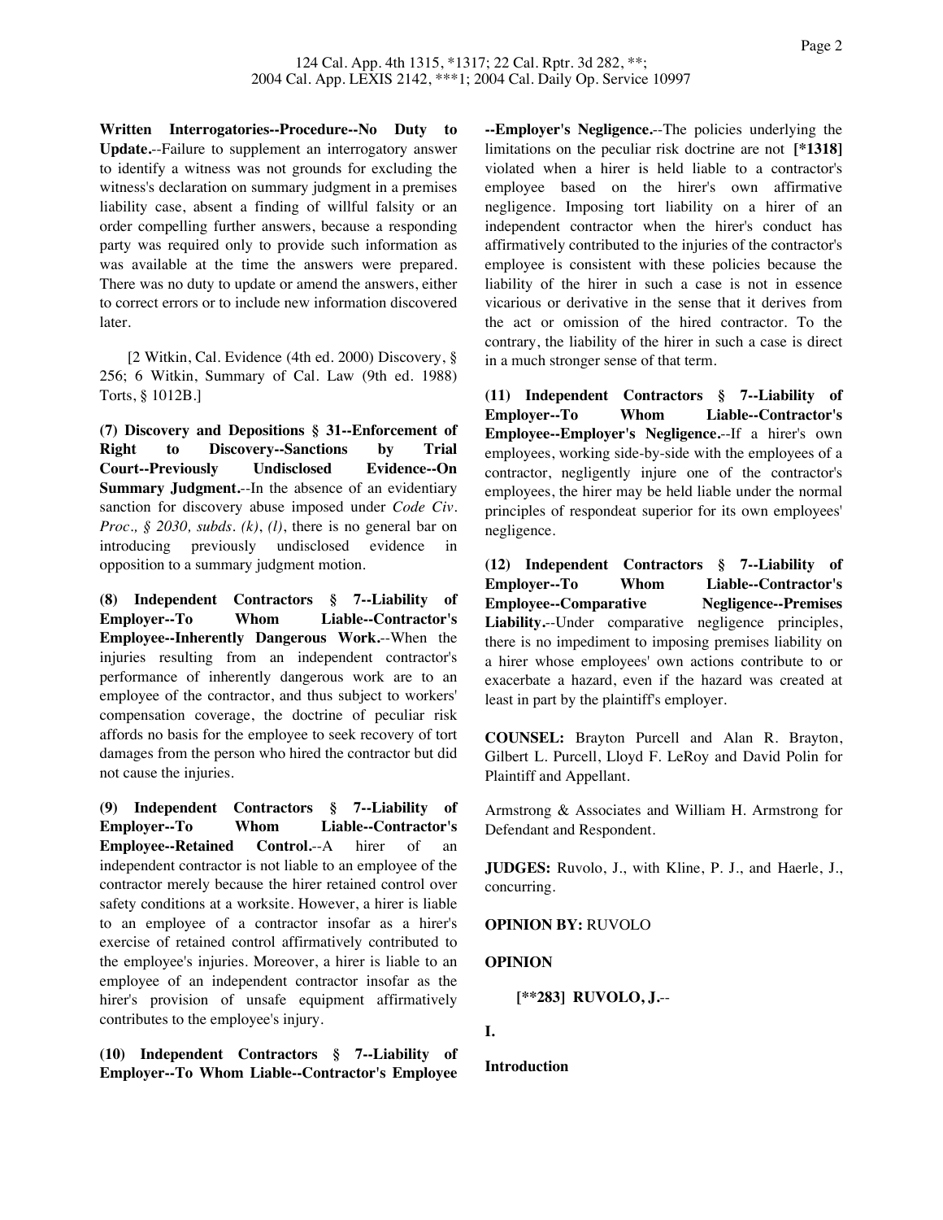**Written Interrogatories--Procedure--No Duty to Update.**--Failure to supplement an interrogatory answer to identify a witness was not grounds for excluding the witness's declaration on summary judgment in a premises liability case, absent a finding of willful falsity or an order compelling further answers, because a responding party was required only to provide such information as was available at the time the answers were prepared. There was no duty to update or amend the answers, either to correct errors or to include new information discovered later.

[2 Witkin, Cal. Evidence (4th ed. 2000) Discovery, § 256; 6 Witkin, Summary of Cal. Law (9th ed. 1988) Torts, § 1012B.]

**(7) Discovery and Depositions § 31--Enforcement of Right to Discovery--Sanctions by Trial Court--Previously Undisclosed Evidence--On Summary Judgment.**--In the absence of an evidentiary sanction for discovery abuse imposed under *Code Civ. Proc., § 2030, subds. (k)*, *(l)*, there is no general bar on introducing previously undisclosed evidence in opposition to a summary judgment motion.

**(8) Independent Contractors § 7--Liability of Employer--To Whom Liable--Contractor's Employee--Inherently Dangerous Work.**--When the injuries resulting from an independent contractor's performance of inherently dangerous work are to an employee of the contractor, and thus subject to workers' compensation coverage, the doctrine of peculiar risk affords no basis for the employee to seek recovery of tort damages from the person who hired the contractor but did not cause the injuries.

**(9) Independent Contractors § 7--Liability of Employer--To Whom Liable--Contractor's Employee--Retained Control.**--A hirer of an independent contractor is not liable to an employee of the contractor merely because the hirer retained control over safety conditions at a worksite. However, a hirer is liable to an employee of a contractor insofar as a hirer's exercise of retained control affirmatively contributed to the employee's injuries. Moreover, a hirer is liable to an employee of an independent contractor insofar as the hirer's provision of unsafe equipment affirmatively contributes to the employee's injury.

**(10) Independent Contractors § 7--Liability of Employer--To Whom Liable--Contractor's Employee --Employer's Negligence.**--The policies underlying the limitations on the peculiar risk doctrine are not **[*1318]** violated when a hirer is held liable to a contractor's employee based on the hirer's own affirmative negligence. Imposing tort liability on a hirer of an independent contractor when the hirer's conduct has affirmatively contributed to the injuries of the contractor's employee is consistent with these policies because the liability of the hirer in such a case is not in essence vicarious or derivative in the sense that it derives from the act or omission of the hired contractor. To the contrary, the liability of the hirer in such a case is direct in a much stronger sense of that term.

**(11) Independent Contractors § 7--Liability of Employer--To Whom Liable--Contractor's Employee--Employer's Negligence.**--If a hirer's own employees, working side-by-side with the employees of a contractor, negligently injure one of the contractor's employees, the hirer may be held liable under the normal principles of respondeat superior for its own employees' negligence.

**(12) Independent Contractors § 7--Liability of Employer--To Whom Liable--Contractor's Employee--Comparative Negligence--Premises Liability.**--Under comparative negligence principles, there is no impediment to imposing premises liability on a hirer whose employees' own actions contribute to or exacerbate a hazard, even if the hazard was created at least in part by the plaintiff's employer.

**COUNSEL:** Brayton Purcell and Alan R. Brayton, Gilbert L. Purcell, Lloyd F. LeRoy and David Polin for Plaintiff and Appellant.

Armstrong & Associates and William H. Armstrong for Defendant and Respondent.

**JUDGES:** Ruvolo, J., with Kline, P. J., and Haerle, J., concurring.

**OPINION BY:** RUVOLO

**OPINION**

**[**283] RUVOLO, J.**--

**I.**

**Introduction**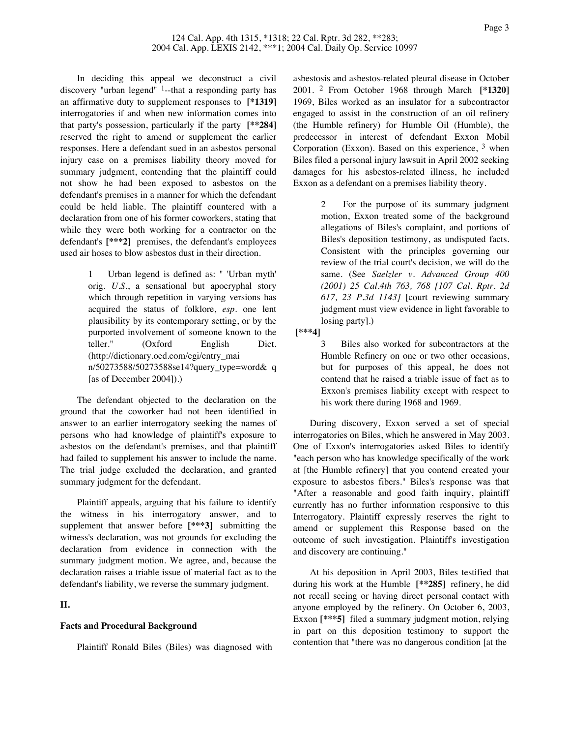In deciding this appeal we deconstruct a civil discovery "urban legend" [1]--that a responding party has an affirmative duty to supplement responses to [*1319] interrogatories if and when new information comes into that party's possession, particularly if the party [**284] reserved the right to amend or supplement the earlier responses. Here a defendant sued in an asbestos personal injury case on a premises liability theory moved for summary judgment, contending that the plaintiff could not show he had been exposed to asbestos on the defendant's premises in a manner for which the defendant could be held liable. The plaintiff countered with a declaration from one of his former coworkers, stating that while they were both working for a contractor on the defendant's [***2] premises, the defendant's employees used air hoses to blow asbestos dust in their direction.

> 1 Urban legend is defined as: " 'Urban myth' orig. *U.S.*, a sensational but apocryphal story which through repetition in varying versions has acquired the status of folklore, *esp.* one lent plausibility by its contemporary setting, or by the purported involvement of someone known to the teller." (Oxford English Dict. (http://dictionary.oed.com/cgi/entry_main/50273588/50273588se14?query_type=word& q [as of December 2004]).)

The defendant objected to the declaration on the ground that the coworker had not been identified in answer to an earlier interrogatory seeking the names of persons who had knowledge of plaintiff's exposure to asbestos on the defendant's premises, and that plaintiff had failed to supplement his answer to include the name. The trial judge excluded the declaration, and granted summary judgment for the defendant.

Plaintiff appeals, arguing that his failure to identify the witness in his interrogatory answer, and to supplement that answer before [***3] submitting the witness's declaration, was not grounds for excluding the declaration from evidence in connection with the summary judgment motion. We agree, and, because the declaration raises a triable issue of material fact as to the defendant's liability, we reverse the summary judgment.

## II.

### Facts and Procedural Background

Plaintiff Ronald Biles (Biles) was diagnosed with asbestosis and asbestos-related pleural disease in October 2001. [2] From October 1968 through March [*1320] 1969, Biles worked as an insulator for a subcontractor engaged to assist in the construction of an oil refinery (the Humble refinery) for Humble Oil (Humble), the predecessor in interest of defendant Exxon Mobil Corporation (Exxon). Based on this experience, [3] when Biles filed a personal injury lawsuit in April 2002 seeking damages for his asbestos-related illness, he included Exxon as a defendant on a premises liability theory.

> 2 For the purpose of its summary judgment motion, Exxon treated some of the background allegations of Biles's complaint, and portions of Biles's deposition testimony, as undisputed facts. Consistent with the principles governing our review of the trial court's decision, we will do the same. (See *Saelzler v. Advanced Group 400 (2001) 25 Cal.4th 763, 768 [107 Cal. Rptr. 2d 617, 23 P.3d 1143]* [court reviewing summary judgment must view evidence in light favorable to losing party].)

[***4]

> 3 Biles also worked for subcontractors at the Humble Refinery on one or two other occasions, but for purposes of this appeal, he does not contend that he raised a triable issue of fact as to Exxon's premises liability except with respect to his work there during 1968 and 1969.

During discovery, Exxon served a set of special interrogatories on Biles, which he answered in May 2003. One of Exxon's interrogatories asked Biles to identify "each person who has knowledge specifically of the work at [the Humble refinery] that you contend created your exposure to asbestos fibers." Biles's response was that "After a reasonable and good faith inquiry, plaintiff currently has no further information responsive to this Interrogatory. Plaintiff expressly reserves the right to amend or supplement this Response based on the outcome of such investigation. Plaintiff's investigation and discovery are continuing."

At his deposition in April 2003, Biles testified that during his work at the Humble [**285] refinery, he did not recall seeing or having direct personal contact with anyone employed by the refinery. On October 6, 2003, Exxon [***5] filed a summary judgment motion, relying in part on this deposition testimony to support the contention that "there was no dangerous condition [at the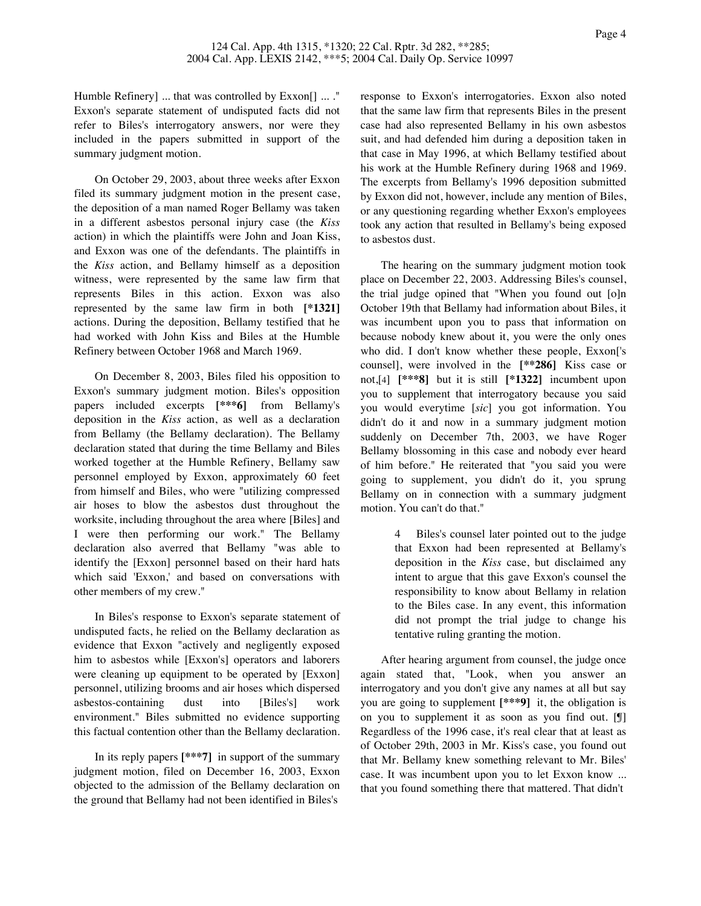Humble Refinery] ... that was controlled by Exxon[] ... ." Exxon's separate statement of undisputed facts did not refer to Biles's interrogatory answers, nor were they included in the papers submitted in support of the summary judgment motion.

On October 29, 2003, about three weeks after Exxon filed its summary judgment motion in the present case, the deposition of a man named Roger Bellamy was taken in a different asbestos personal injury case (the *Kiss* action) in which the plaintiffs were John and Joan Kiss, and Exxon was one of the defendants. The plaintiffs in the *Kiss* action, and Bellamy himself as a deposition witness, were represented by the same law firm that represents Biles in this action. Exxon was also represented by the same law firm in both **[*1321]** actions. During the deposition, Bellamy testified that he had worked with John Kiss and Biles at the Humble Refinery between October 1968 and March 1969.

On December 8, 2003, Biles filed his opposition to Exxon's summary judgment motion. Biles's opposition papers included excerpts **[***6]** from Bellamy's deposition in the *Kiss* action, as well as a declaration from Bellamy (the Bellamy declaration). The Bellamy declaration stated that during the time Bellamy and Biles worked together at the Humble Refinery, Bellamy saw personnel employed by Exxon, approximately 60 feet from himself and Biles, who were "utilizing compressed air hoses to blow the asbestos dust throughout the worksite, including throughout the area where [Biles] and I were then performing our work." The Bellamy declaration also averred that Bellamy "was able to identify the [Exxon] personnel based on their hard hats which said 'Exxon,' and based on conversations with other members of my crew."

In Biles's response to Exxon's separate statement of undisputed facts, he relied on the Bellamy declaration as evidence that Exxon "actively and negligently exposed him to asbestos while [Exxon's] operators and laborers were cleaning up equipment to be operated by [Exxon] personnel, utilizing brooms and air hoses which dispersed asbestos-containing dust into [Biles's] work environment." Biles submitted no evidence supporting this factual contention other than the Bellamy declaration.

In its reply papers **[***7]** in support of the summary judgment motion, filed on December 16, 2003, Exxon objected to the admission of the Bellamy declaration on the ground that Bellamy had not been identified in Biles's response to Exxon's interrogatories. Exxon also noted that the same law firm that represents Biles in the present case had also represented Bellamy in his own asbestos suit, and had defended him during a deposition taken in that case in May 1996, at which Bellamy testified about his work at the Humble Refinery during 1968 and 1969. The excerpts from Bellamy's 1996 deposition submitted by Exxon did not, however, include any mention of Biles, or any questioning regarding whether Exxon's employees took any action that resulted in Bellamy's being exposed to asbestos dust.

The hearing on the summary judgment motion took place on December 22, 2003. Addressing Biles's counsel, the trial judge opined that "When you found out [o]n October 19th that Bellamy had information about Biles, it was incumbent upon you to pass that information on because nobody knew about it, you were the only ones who did. I don't know whether these people, Exxon['s counsel], were involved in the **[**286]** Kiss case or not,[4] **[***8]** but it is still **[*1322]** incumbent upon you to supplement that interrogatory because you said you would everytime [*sic*] you got information. You didn't do it and now in a summary judgment motion suddenly on December 7th, 2003, we have Roger Bellamy blossoming in this case and nobody ever heard of him before." He reiterated that "you said you were going to supplement, you didn't do it, you sprung Bellamy on in connection with a summary judgment motion. You can't do that."

> 4 Biles's counsel later pointed out to the judge that Exxon had been represented at Bellamy's deposition in the *Kiss* case, but disclaimed any intent to argue that this gave Exxon's counsel the responsibility to know about Bellamy in relation to the Biles case. In any event, this information did not prompt the trial judge to change his tentative ruling granting the motion.

After hearing argument from counsel, the judge once again stated that, "Look, when you answer an interrogatory and you don't give any names at all but say you are going to supplement **[***9]** it, the obligation is on you to supplement it as soon as you find out. [¶] Regardless of the 1996 case, it's real clear that at least as of October 29th, 2003 in Mr. Kiss's case, you found out that Mr. Bellamy knew something relevant to Mr. Biles' case. It was incumbent upon you to let Exxon know ... that you found something there that mattered. That didn't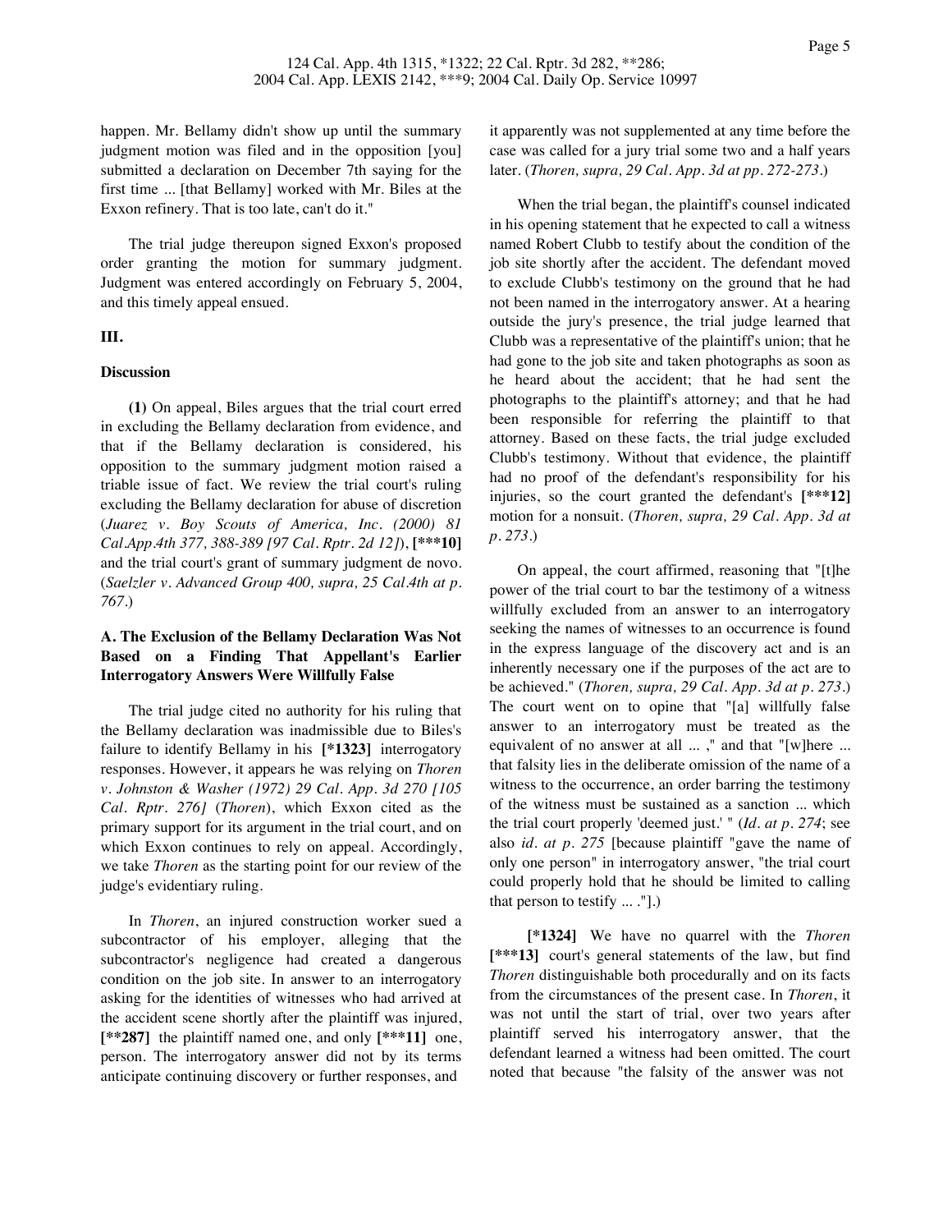happen. Mr. Bellamy didn't show up until the summary judgment motion was filed and in the opposition [you] submitted a declaration on December 7th saying for the first time ... [that Bellamy] worked with Mr. Biles at the Exxon refinery. That is too late, can't do it."

The trial judge thereupon signed Exxon's proposed order granting the motion for summary judgment. Judgment was entered accordingly on February 5, 2004, and this timely appeal ensued.

## III.

### Discussion

**(1)** On appeal, Biles argues that the trial court erred in excluding the Bellamy declaration from evidence, and that if the Bellamy declaration is considered, his opposition to the summary judgment motion raised a triable issue of fact. We review the trial court's ruling excluding the Bellamy declaration for abuse of discretion (*Juarez v. Boy Scouts of America, Inc. (2000) 81 Cal.App.4th 377, 388-389 [97 Cal. Rptr. 2d 12]*), **[***10]** and the trial court's grant of summary judgment de novo. (*Saelzler v. Advanced Group 400, supra, 25 Cal.4th at p. 767*.)

### A. The Exclusion of the Bellamy Declaration Was Not Based on a Finding That Appellant's Earlier Interrogatory Answers Were Willfully False

The trial judge cited no authority for his ruling that the Bellamy declaration was inadmissible due to Biles's failure to identify Bellamy in his **[*1323]** interrogatory responses. However, it appears he was relying on *Thoren v. Johnston & Washer (1972) 29 Cal. App. 3d 270 [105 Cal. Rptr. 276]* (*Thoren*), which Exxon cited as the primary support for its argument in the trial court, and on which Exxon continues to rely on appeal. Accordingly, we take *Thoren* as the starting point for our review of the judge's evidentiary ruling.

In *Thoren*, an injured construction worker sued a subcontractor of his employer, alleging that the subcontractor's negligence had created a dangerous condition on the job site. In answer to an interrogatory asking for the identities of witnesses who had arrived at the accident scene shortly after the plaintiff was injured, **[**287]** the plaintiff named one, and only **[***11]** one, person. The interrogatory answer did not by its terms anticipate continuing discovery or further responses, and it apparently was not supplemented at any time before the case was called for a jury trial some two and a half years later. (*Thoren, supra, 29 Cal. App. 3d at pp. 272-273*.)

When the trial began, the plaintiff's counsel indicated in his opening statement that he expected to call a witness named Robert Clubb to testify about the condition of the job site shortly after the accident. The defendant moved to exclude Clubb's testimony on the ground that he had not been named in the interrogatory answer. At a hearing outside the jury's presence, the trial judge learned that Clubb was a representative of the plaintiff's union; that he had gone to the job site and taken photographs as soon as he heard about the accident; that he had sent the photographs to the plaintiff's attorney; and that he had been responsible for referring the plaintiff to that attorney. Based on these facts, the trial judge excluded Clubb's testimony. Without that evidence, the plaintiff had no proof of the defendant's responsibility for his injuries, so the court granted the defendant's **[***12]** motion for a nonsuit. (*Thoren, supra, 29 Cal. App. 3d at p. 273*.)

On appeal, the court affirmed, reasoning that "[t]he power of the trial court to bar the testimony of a witness willfully excluded from an answer to an interrogatory seeking the names of witnesses to an occurrence is found in the express language of the discovery act and is an inherently necessary one if the purposes of the act are to be achieved." (*Thoren, supra, 29 Cal. App. 3d at p. 273*.) The court went on to opine that "[a] willfully false answer to an interrogatory must be treated as the equivalent of no answer at all ... ," and that "[w]here ... that falsity lies in the deliberate omission of the name of a witness to the occurrence, an order barring the testimony of the witness must be sustained as a sanction ... which the trial court properly 'deemed just.' " (*Id. at p. 274*; see also *id. at p. 275* [because plaintiff "gave the name of only one person" in interrogatory answer, "the trial court could properly hold that he should be limited to calling that person to testify ... ."].)

**[*1324]** We have no quarrel with the *Thoren* **[***13]** court's general statements of the law, but find *Thoren* distinguishable both procedurally and on its facts from the circumstances of the present case. In *Thoren*, it was not until the start of trial, over two years after plaintiff served his interrogatory answer, that the defendant learned a witness had been omitted. The court noted that because "the falsity of the answer was not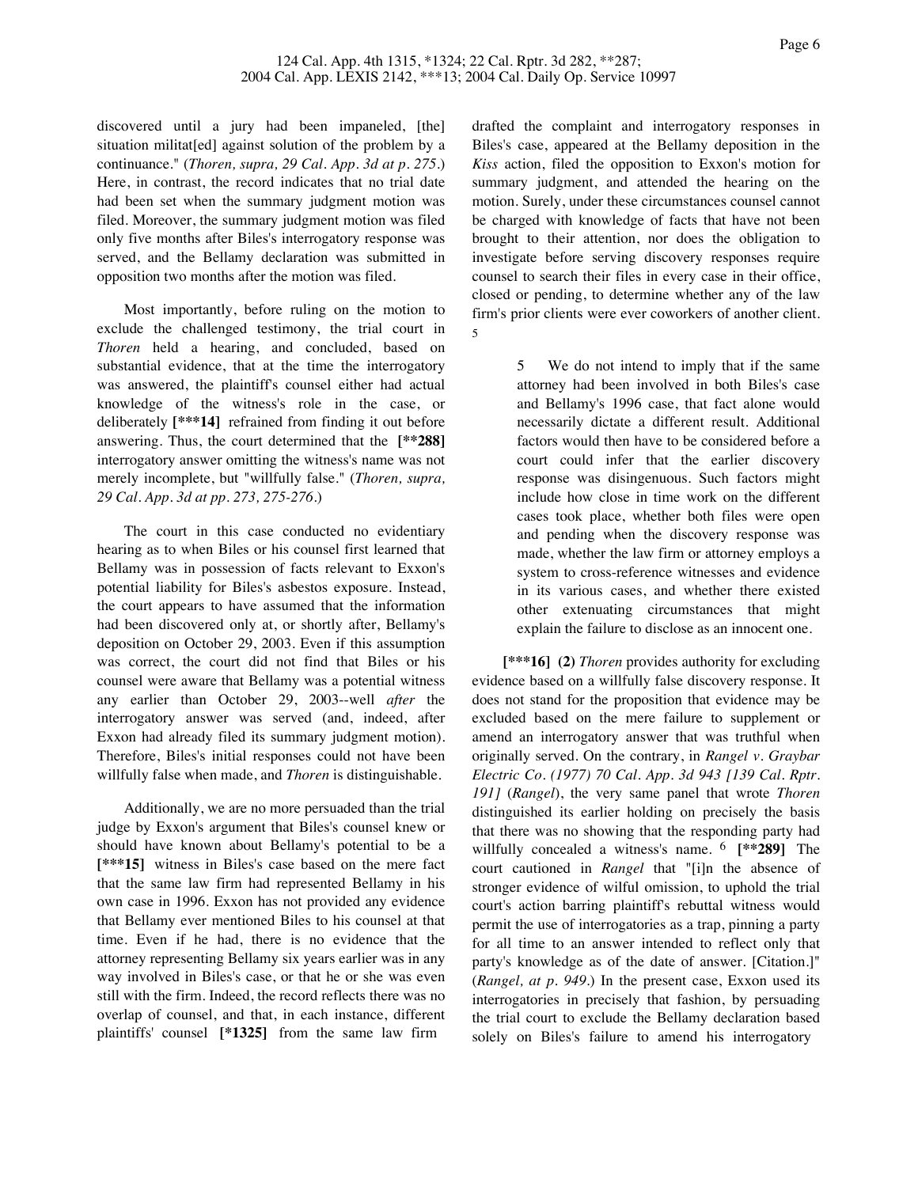discovered until a jury had been impaneled, [the] situation militat[ed] against solution of the problem by a continuance." (*Thoren, supra, 29 Cal. App. 3d at p. 275.*) Here, in contrast, the record indicates that no trial date had been set when the summary judgment motion was filed. Moreover, the summary judgment motion was filed only five months after Biles's interrogatory response was served, and the Bellamy declaration was submitted in opposition two months after the motion was filed.

Most importantly, before ruling on the motion to exclude the challenged testimony, the trial court in *Thoren* held a hearing, and concluded, based on substantial evidence, that at the time the interrogatory was answered, the plaintiff's counsel either had actual knowledge of the witness's role in the case, or deliberately **[\*\*\*14]** refrained from finding it out before answering. Thus, the court determined that the **[\*\*288]** interrogatory answer omitting the witness's name was not merely incomplete, but "willfully false." (*Thoren, supra, 29 Cal. App. 3d at pp. 273, 275-276.*)

The court in this case conducted no evidentiary hearing as to when Biles or his counsel first learned that Bellamy was in possession of facts relevant to Exxon's potential liability for Biles's asbestos exposure. Instead, the court appears to have assumed that the information had been discovered only at, or shortly after, Bellamy's deposition on October 29, 2003. Even if this assumption was correct, the court did not find that Biles or his counsel were aware that Bellamy was a potential witness any earlier than October 29, 2003--well *after* the interrogatory answer was served (and, indeed, after Exxon had already filed its summary judgment motion). Therefore, Biles's initial responses could not have been willfully false when made, and *Thoren* is distinguishable.

Additionally, we are no more persuaded than the trial judge by Exxon's argument that Biles's counsel knew or should have known about Bellamy's potential to be a **[\*\*\*15]** witness in Biles's case based on the mere fact that the same law firm had represented Bellamy in his own case in 1996. Exxon has not provided any evidence that Bellamy ever mentioned Biles to his counsel at that time. Even if he had, there is no evidence that the attorney representing Bellamy six years earlier was in any way involved in Biles's case, or that he or she was even still with the firm. Indeed, the record reflects there was no overlap of counsel, and that, in each instance, different plaintiffs' counsel **[\*1325]** from the same law firm drafted the complaint and interrogatory responses in Biles's case, appeared at the Bellamy deposition in the *Kiss* action, filed the opposition to Exxon's motion for summary judgment, and attended the hearing on the motion. Surely, under these circumstances counsel cannot be charged with knowledge of facts that have not been brought to their attention, nor does the obligation to investigate before serving discovery responses require counsel to search their files in every case in their office, closed or pending, to determine whether any of the law firm's prior clients were ever coworkers of another client. [5]

> 5 We do not intend to imply that if the same attorney had been involved in both Biles's case and Bellamy's 1996 case, that fact alone would necessarily dictate a different result. Additional factors would then have to be considered before a court could infer that the earlier discovery response was disingenuous. Such factors might include how close in time work on the different cases took place, whether both files were open and pending when the discovery response was made, whether the law firm or attorney employs a system to cross-reference witnesses and evidence in its various cases, and whether there existed other extenuating circumstances that might explain the failure to disclose as an innocent one.

**[\*\*\*16]** **(2)** *Thoren* provides authority for excluding evidence based on a willfully false discovery response. It does not stand for the proposition that evidence may be excluded based on the mere failure to supplement or amend an interrogatory answer that was truthful when originally served. On the contrary, in *Rangel v. Graybar Electric Co. (1977) 70 Cal. App. 3d 943 [139 Cal. Rptr. 191]* (*Rangel*), the very same panel that wrote *Thoren* distinguished its earlier holding on precisely the basis that there was no showing that the responding party had willfully concealed a witness's name. [6] **[\*\*289]** The court cautioned in *Rangel* that "[i]n the absence of stronger evidence of wilful omission, to uphold the trial court's action barring plaintiff's rebuttal witness would permit the use of interrogatories as a trap, pinning a party for all time to an answer intended to reflect only that party's knowledge as of the date of answer. [Citation.]" (*Rangel, at p. 949.*) In the present case, Exxon used its interrogatories in precisely that fashion, by persuading the trial court to exclude the Bellamy declaration based solely on Biles's failure to amend his interrogatory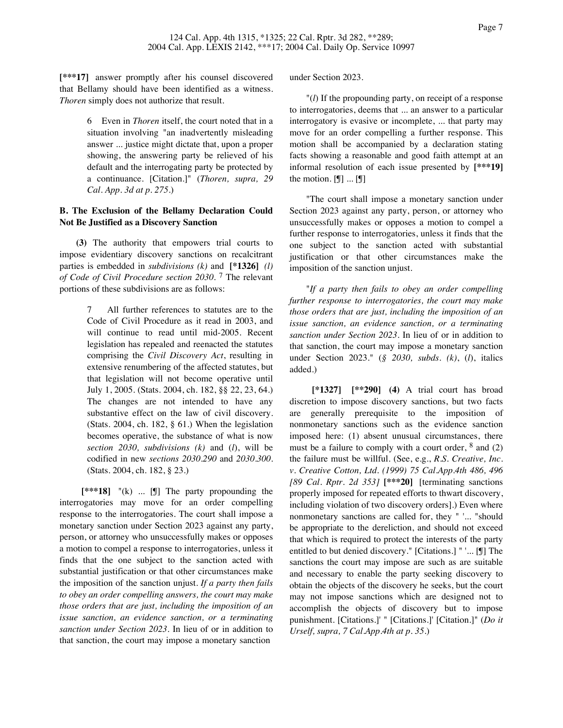[***17] answer promptly after his counsel discovered that Bellamy should have been identified as a witness. *Thoren* simply does not authorize that result.

> 6 Even in *Thoren* itself, the court noted that in a situation involving "an inadvertently misleading answer ... justice might dictate that, upon a proper showing, the answering party be relieved of his default and the interrogating party be protected by a continuance. [Citation.]" (*Thoren, supra, 29 Cal. App. 3d at p. 275.*)

**B. The Exclusion of the Bellamy Declaration Could Not Be Justified as a Discovery Sanction**

**(3)** The authority that empowers trial courts to impose evidentiary discovery sanctions on recalcitrant parties is embedded in *subdivisions (k)* and **[*1326]** *(l) of Code of Civil Procedure section 2030.* [7] The relevant portions of these subdivisions are as follows:

> 7 All further references to statutes are to the Code of Civil Procedure as it read in 2003, and will continue to read until mid-2005. Recent legislation has repealed and reenacted the statutes comprising the *Civil Discovery Act*, resulting in extensive renumbering of the affected statutes, but that legislation will not become operative until July 1, 2005. (Stats. 2004, ch. 182, §§ 22, 23, 64.) The changes are not intended to have any substantive effect on the law of civil discovery. (Stats. 2004, ch. 182, § 61.) When the legislation becomes operative, the substance of what is now *section 2030, subdivisions (k)* and (*l*), will be codified in new *sections 2030.290* and *2030.300*. (Stats. 2004, ch. 182, § 23.)

**[***18]** "(k) ... [¶] The party propounding the interrogatories may move for an order compelling response to the interrogatories. The court shall impose a monetary sanction under Section 2023 against any party, person, or attorney who unsuccessfully makes or opposes a motion to compel a response to interrogatories, unless it finds that the one subject to the sanction acted with substantial justification or that other circumstances make the imposition of the sanction unjust. *If a party then fails to obey an order compelling answers, the court may make those orders that are just, including the imposition of an issue sanction, an evidence sanction, or a terminating sanction under Section 2023.* In lieu of or in addition to that sanction, the court may impose a monetary sanction under Section 2023.

"(*l*) If the propounding party, on receipt of a response to interrogatories, deems that ... an answer to a particular interrogatory is evasive or incomplete, ... that party may move for an order compelling a further response. This motion shall be accompanied by a declaration stating facts showing a reasonable and good faith attempt at an informal resolution of each issue presented by **[***19]** the motion. [¶] ... [¶]

"The court shall impose a monetary sanction under Section 2023 against any party, person, or attorney who unsuccessfully makes or opposes a motion to compel a further response to interrogatories, unless it finds that the one subject to the sanction acted with substantial justification or that other circumstances make the imposition of the sanction unjust.

"*If a party then fails to obey an order compelling further response to interrogatories, the court may make those orders that are just, including the imposition of an issue sanction, an evidence sanction, or a terminating sanction under Section 2023.* In lieu of or in addition to that sanction, the court may impose a monetary sanction under Section 2023." (*§ 2030, subds. (k)*, (*l*), italics added.)

**[*1327] [**290] (4)** A trial court has broad discretion to impose discovery sanctions, but two facts are generally prerequisite to the imposition of nonmonetary sanctions such as the evidence sanction imposed here: (1) absent unusual circumstances, there must be a failure to comply with a court order, [8] and (2) the failure must be willful. (See, e.g., *R.S. Creative, Inc. v. Creative Cotton, Ltd. (1999) 75 Cal.App.4th 486, 496 [89 Cal. Rptr. 2d 353]* **[***20]** [terminating sanctions properly imposed for repeated efforts to thwart discovery, including violation of two discovery orders].) Even where nonmonetary sanctions are called for, they " '... "should be appropriate to the dereliction, and should not exceed that which is required to protect the interests of the party entitled to but denied discovery." [Citations.] " '... [¶] The sanctions the court may impose are such as are suitable and necessary to enable the party seeking discovery to obtain the objects of the discovery he seeks, but the court may not impose sanctions which are designed not to accomplish the objects of discovery but to impose punishment. [Citations.]' " [Citations.]' [Citation.]" (*Do it Urself, supra, 7 Cal.App.4th at p. 35.*)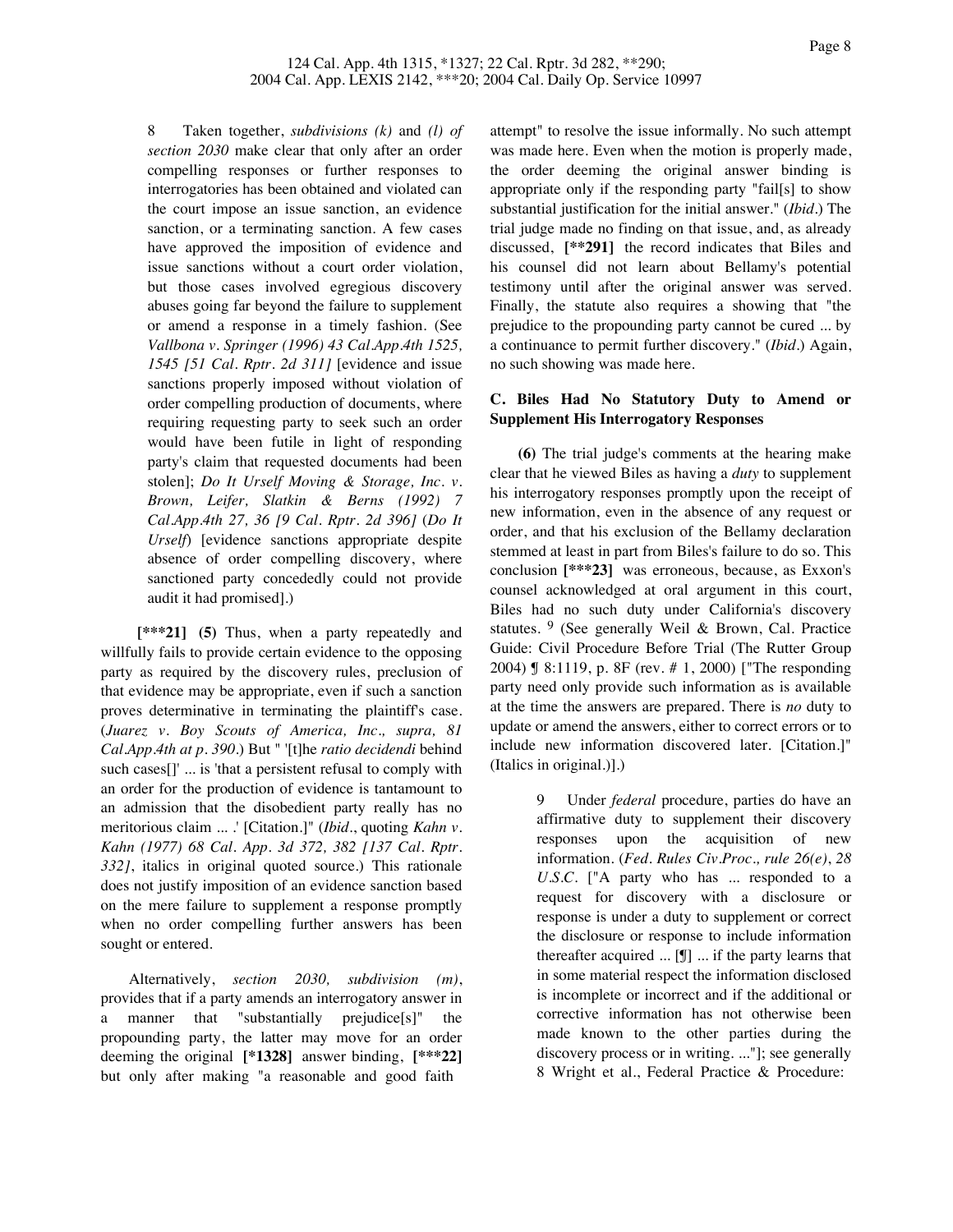8 Taken together, *subdivisions (k)* and *(l) of section 2030* make clear that only after an order compelling responses or further responses to interrogatories has been obtained and violated can the court impose an issue sanction, an evidence sanction, or a terminating sanction. A few cases have approved the imposition of evidence and issue sanctions without a court order violation, but those cases involved egregious discovery abuses going far beyond the failure to supplement or amend a response in a timely fashion. (See *Vallbona v. Springer (1996) 43 Cal.App.4th 1525, 1545 [51 Cal. Rptr. 2d 311]* [evidence and issue sanctions properly imposed without violation of order compelling production of documents, where requiring requesting party to seek such an order would have been futile in light of responding party's claim that requested documents had been stolen]; *Do It Urself Moving & Storage, Inc. v. Brown, Leifer, Slatkin & Berns (1992) 7 Cal.App.4th 27, 36 [9 Cal. Rptr. 2d 396]* (*Do It Urself*) [evidence sanctions appropriate despite absence of order compelling discovery, where sanctioned party concededly could not provide audit it had promised].)

**[\*\*\*21]** **(5)** Thus, when a party repeatedly and willfully fails to provide certain evidence to the opposing party as required by the discovery rules, preclusion of that evidence may be appropriate, even if such a sanction proves determinative in terminating the plaintiff's case. (*Juarez v. Boy Scouts of America, Inc., supra, 81 Cal.App.4th at p. 390.*) But " '[t]he *ratio decidendi* behind such cases[]' ... is 'that a persistent refusal to comply with an order for the production of evidence is tantamount to an admission that the disobedient party really has no meritorious claim ... .' [Citation.]" (*Ibid.*, quoting *Kahn v. Kahn (1977) 68 Cal. App. 3d 372, 382 [137 Cal. Rptr. 332]*, italics in original quoted source.) This rationale does not justify imposition of an evidence sanction based on the mere failure to supplement a response promptly when no order compelling further answers has been sought or entered.

Alternatively, *section 2030, subdivision (m)*, provides that if a party amends an interrogatory answer in a manner that "substantially prejudice[s]" the propounding party, the latter may move for an order deeming the original **[\*1328]** answer binding, **[\*\*\*22]** but only after making "a reasonable and good faith attempt" to resolve the issue informally. No such attempt was made here. Even when the motion is properly made, the order deeming the original answer binding is appropriate only if the responding party "fail[s] to show substantial justification for the initial answer." (*Ibid.*) The trial judge made no finding on that issue, and, as already discussed, **[\*\*291]** the record indicates that Biles and his counsel did not learn about Bellamy's potential testimony until after the original answer was served. Finally, the statute also requires a showing that "the prejudice to the propounding party cannot be cured ... by a continuance to permit further discovery." (*Ibid.*) Again, no such showing was made here.

### C. Biles Had No Statutory Duty to Amend or Supplement His Interrogatory Responses

**(6)** The trial judge's comments at the hearing make clear that he viewed Biles as having a *duty* to supplement his interrogatory responses promptly upon the receipt of new information, even in the absence of any request or order, and that his exclusion of the Bellamy declaration stemmed at least in part from Biles's failure to do so. This conclusion **[\*\*\*23]** was erroneous, because, as Exxon's counsel acknowledged at oral argument in this court, Biles had no such duty under California's discovery statutes. [9] (See generally Weil & Brown, Cal. Practice Guide: Civil Procedure Before Trial (The Rutter Group 2004) ¶ 8:1119, p. 8F (rev. # 1, 2000) ["The responding party need only provide such information as is available at the time the answers are prepared. There is *no* duty to update or amend the answers, either to correct errors or to include new information discovered later. [Citation.]" (Italics in original.)].)

9 Under *federal* procedure, parties do have an affirmative duty to supplement their discovery responses upon the acquisition of new information. (*Fed. Rules Civ.Proc., rule 26(e)*, *28 U.S.C.* ["A party who has ... responded to a request for discovery with a disclosure or response is under a duty to supplement or correct the disclosure or response to include information thereafter acquired ... [¶] ... if the party learns that in some material respect the information disclosed is incomplete or incorrect and if the additional or corrective information has not otherwise been made known to the other parties during the discovery process or in writing. ..."]; see generally 8 Wright et al., Federal Practice & Procedure: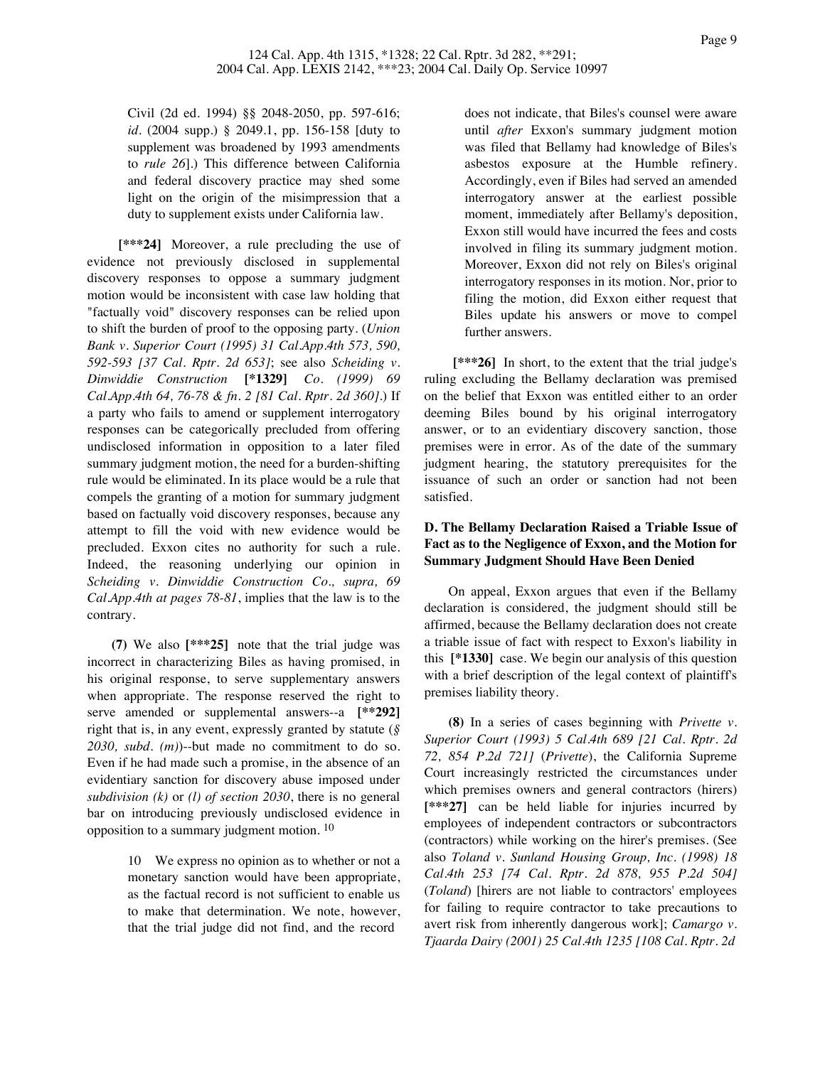Civil (2d ed. 1994) §§ 2048-2050, pp. 597-616; *id*. (2004 supp.) § 2049.1, pp. 156-158 [duty to supplement was broadened by 1993 amendments to *rule 26*].) This difference between California and federal discovery practice may shed some light on the origin of the misimpression that a duty to supplement exists under California law.

**[\*\*\*24]** Moreover, a rule precluding the use of evidence not previously disclosed in supplemental discovery responses to oppose a summary judgment motion would be inconsistent with case law holding that "factually void" discovery responses can be relied upon to shift the burden of proof to the opposing party. (*Union Bank v. Superior Court (1995) 31 Cal.App.4th 573, 590, 592-593 [37 Cal. Rptr. 2d 653]*; see also *Scheiding v. Dinwiddie Construction* **[\*1329]** *Co. (1999) 69 Cal.App.4th 64, 76-78 & fn. 2 [81 Cal. Rptr. 2d 360]*.) If a party who fails to amend or supplement interrogatory responses can be categorically precluded from offering undisclosed information in opposition to a later filed summary judgment motion, the need for a burden-shifting rule would be eliminated. In its place would be a rule that compels the granting of a motion for summary judgment based on factually void discovery responses, because any attempt to fill the void with new evidence would be precluded. Exxon cites no authority for such a rule. Indeed, the reasoning underlying our opinion in *Scheiding v. Dinwiddie Construction Co., supra, 69 Cal.App.4th at pages 78-81*, implies that the law is to the contrary.

**(7)** We also **[\*\*\*25]** note that the trial judge was incorrect in characterizing Biles as having promised, in his original response, to serve supplementary answers when appropriate. The response reserved the right to serve amended or supplemental answers--a **[\*\*292]** right that is, in any event, expressly granted by statute (*§ 2030, subd. (m)*)--but made no commitment to do so. Even if he had made such a promise, in the absence of an evidentiary sanction for discovery abuse imposed under *subdivision (k)* or *(l) of section 2030*, there is no general bar on introducing previously undisclosed evidence in opposition to a summary judgment motion. [10]

> 10 We express no opinion as to whether or not a monetary sanction would have been appropriate, as the factual record is not sufficient to enable us to make that determination. We note, however, that the trial judge did not find, and the record does not indicate, that Biles's counsel were aware until *after* Exxon's summary judgment motion was filed that Bellamy had knowledge of Biles's asbestos exposure at the Humble refinery. Accordingly, even if Biles had served an amended interrogatory answer at the earliest possible moment, immediately after Bellamy's deposition, Exxon still would have incurred the fees and costs involved in filing its summary judgment motion. Moreover, Exxon did not rely on Biles's original interrogatory responses in its motion. Nor, prior to filing the motion, did Exxon either request that Biles update his answers or move to compel further answers.

**[\*\*\*26]** In short, to the extent that the trial judge's ruling excluding the Bellamy declaration was premised on the belief that Exxon was entitled either to an order deeming Biles bound by his original interrogatory answer, or to an evidentiary discovery sanction, those premises were in error. As of the date of the summary judgment hearing, the statutory prerequisites for the issuance of such an order or sanction had not been satisfied.

### D. The Bellamy Declaration Raised a Triable Issue of Fact as to the Negligence of Exxon, and the Motion for Summary Judgment Should Have Been Denied

On appeal, Exxon argues that even if the Bellamy declaration is considered, the judgment should still be affirmed, because the Bellamy declaration does not create a triable issue of fact with respect to Exxon's liability in this **[\*1330]** case. We begin our analysis of this question with a brief description of the legal context of plaintiff's premises liability theory.

**(8)** In a series of cases beginning with *Privette v. Superior Court (1993) 5 Cal.4th 689 [21 Cal. Rptr. 2d 72, 854 P.2d 721]* (*Privette*), the California Supreme Court increasingly restricted the circumstances under which premises owners and general contractors (hirers) **[\*\*\*27]** can be held liable for injuries incurred by employees of independent contractors or subcontractors (contractors) while working on the hirer's premises. (See also *Toland v. Sunland Housing Group, Inc. (1998) 18 Cal.4th 253 [74 Cal. Rptr. 2d 878, 955 P.2d 504]* (*Toland*) [hirers are not liable to contractors' employees for failing to require contractor to take precautions to avert risk from inherently dangerous work]; *Camargo v. Tjaarda Dairy (2001) 25 Cal.4th 1235 [108 Cal. Rptr. 2d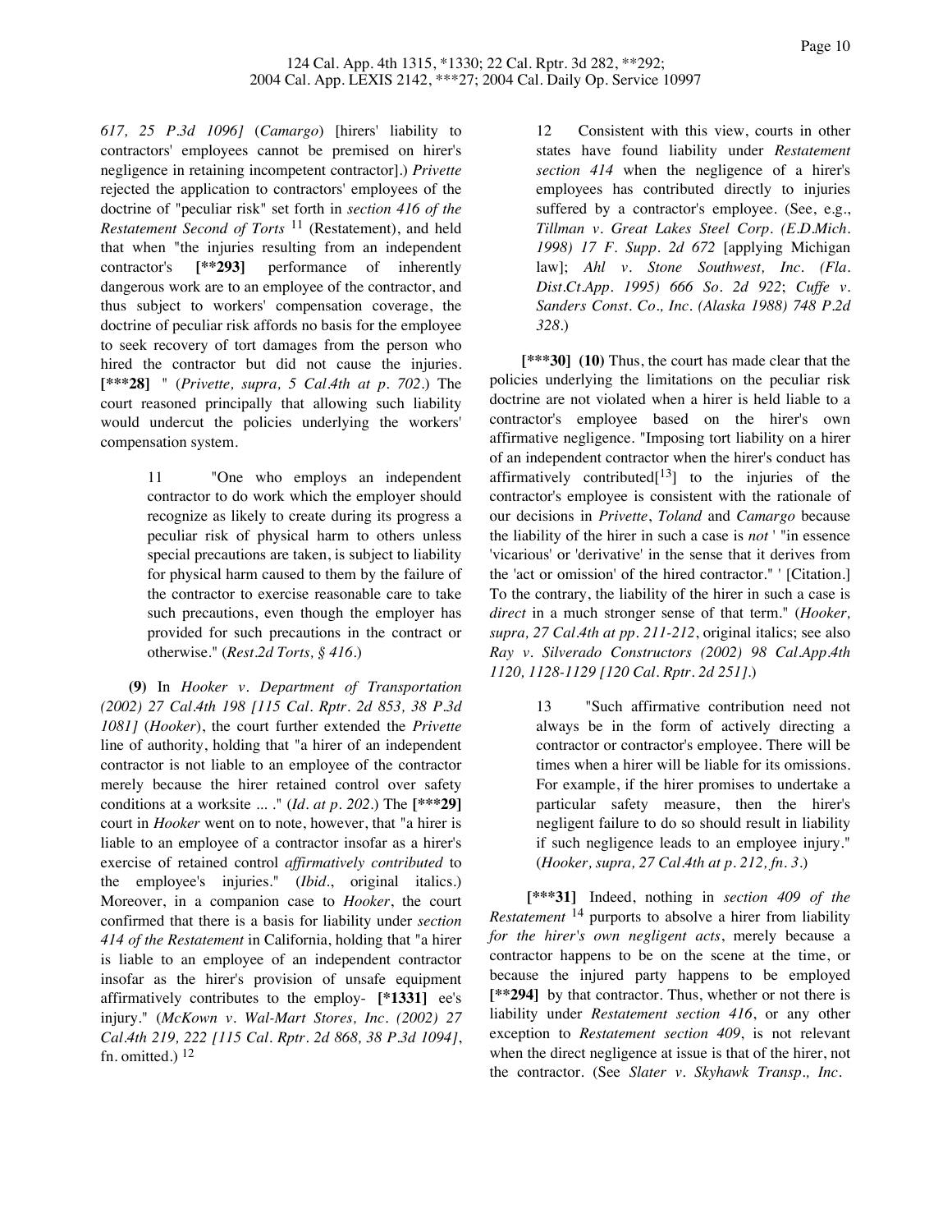*617, 25 P.3d 1096]* (*Camargo*) [hirers' liability to contractors' employees cannot be premised on hirer's negligence in retaining incompetent contractor].) *Privette* rejected the application to contractors' employees of the doctrine of "peculiar risk" set forth in *section 416 of the Restatement Second of Torts* [11] (Restatement), and held that when "the injuries resulting from an independent contractor's **[**293]** performance of inherently dangerous work are to an employee of the contractor, and thus subject to workers' compensation coverage, the doctrine of peculiar risk affords no basis for the employee to seek recovery of tort damages from the person who hired the contractor but did not cause the injuries. **[***28]** " (*Privette, supra, 5 Cal.4th at p. 702*.) The court reasoned principally that allowing such liability would undercut the policies underlying the workers' compensation system.

> 11 "One who employs an independent contractor to do work which the employer should recognize as likely to create during its progress a peculiar risk of physical harm to others unless special precautions are taken, is subject to liability for physical harm caused to them by the failure of the contractor to exercise reasonable care to take such precautions, even though the employer has provided for such precautions in the contract or otherwise." (*Rest.2d Torts, § 416*.)

**(9)** In *Hooker v. Department of Transportation (2002) 27 Cal.4th 198 [115 Cal. Rptr. 2d 853, 38 P.3d 1081]* (*Hooker*), the court further extended the *Privette* line of authority, holding that "a hirer of an independent contractor is not liable to an employee of the contractor merely because the hirer retained control over safety conditions at a worksite ... ." (*Id. at p. 202*.) The **[***29]** court in *Hooker* went on to note, however, that "a hirer is liable to an employee of a contractor insofar as a hirer's exercise of retained control *affirmatively contributed* to the employee's injuries." (*Ibid*., original italics.) Moreover, in a companion case to *Hooker*, the court confirmed that there is a basis for liability under *section 414 of the Restatement* in California, holding that "a hirer is liable to an employee of an independent contractor insofar as the hirer's provision of unsafe equipment affirmatively contributes to the employ- **[*1331]** ee's injury." (*McKown v. Wal-Mart Stores, Inc. (2002) 27 Cal.4th 219, 222 [115 Cal. Rptr. 2d 868, 38 P.3d 1094]*, fn. omitted.) [12]

> 12 Consistent with this view, courts in other states have found liability under *Restatement section 414* when the negligence of a hirer's employees has contributed directly to injuries suffered by a contractor's employee. (See, e.g., *Tillman v. Great Lakes Steel Corp. (E.D.Mich. 1998) 17 F. Supp. 2d 672* [applying Michigan law]; *Ahl v. Stone Southwest, Inc. (Fla. Dist.Ct.App. 1995) 666 So. 2d 922*; *Cuffe v. Sanders Const. Co., Inc. (Alaska 1988) 748 P.2d 328*.)

**[***30] (10)** Thus, the court has made clear that the policies underlying the limitations on the peculiar risk doctrine are not violated when a hirer is held liable to a contractor's employee based on the hirer's own affirmative negligence. "Imposing tort liability on a hirer of an independent contractor when the hirer's conduct has affirmatively contributed[13] to the injuries of the contractor's employee is consistent with the rationale of our decisions in *Privette*, *Toland* and *Camargo* because the liability of the hirer in such a case is *not* ' "in essence 'vicarious' or 'derivative' in the sense that it derives from the 'act or omission' of the hired contractor." ' [Citation.] To the contrary, the liability of the hirer in such a case is *direct* in a much stronger sense of that term." (*Hooker, supra, 27 Cal.4th at pp. 211-212*, original italics; see also *Ray v. Silverado Constructors (2002) 98 Cal.App.4th 1120, 1128-1129 [120 Cal. Rptr. 2d 251]*.)

> 13 "Such affirmative contribution need not always be in the form of actively directing a contractor or contractor's employee. There will be times when a hirer will be liable for its omissions. For example, if the hirer promises to undertake a particular safety measure, then the hirer's negligent failure to do so should result in liability if such negligence leads to an employee injury." (*Hooker, supra, 27 Cal.4th at p. 212, fn. 3*.)

**[***31]** Indeed, nothing in *section 409 of the Restatement* [14] purports to absolve a hirer from liability *for the hirer's own negligent acts*, merely because a contractor happens to be on the scene at the time, or because the injured party happens to be employed **[**294]** by that contractor. Thus, whether or not there is liability under *Restatement section 416*, or any other exception to *Restatement section 409*, is not relevant when the direct negligence at issue is that of the hirer, not the contractor. (See *Slater v. Skyhawk Transp., Inc.*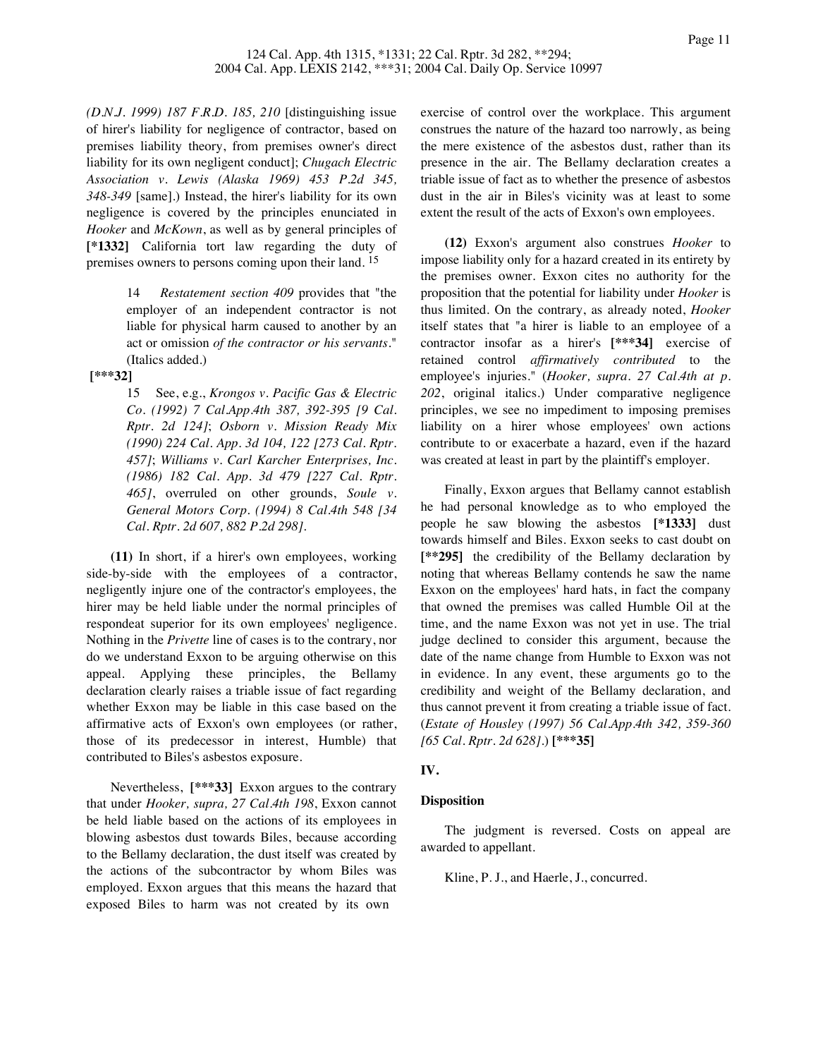*(D.N.J. 1999) 187 F.R.D. 185, 210* [distinguishing issue of hirer's liability for negligence of contractor, based on premises liability theory, from premises owner's direct liability for its own negligent conduct]; *Chugach Electric Association v. Lewis (Alaska 1969) 453 P.2d 345, 348-349* [same].) Instead, the hirer's liability for its own negligence is covered by the principles enunciated in *Hooker* and *McKown*, as well as by general principles of **[*1332]** California tort law regarding the duty of premises owners to persons coming upon their land. 15

> 14 *Restatement section 409* provides that "the employer of an independent contractor is not liable for physical harm caused to another by an act or omission *of the contractor or his servants*." (Italics added.)

**[***32]**

> 15 See, e.g., *Krongos v. Pacific Gas & Electric Co. (1992) 7 Cal.App.4th 387, 392-395 [9 Cal. Rptr. 2d 124]*; *Osborn v. Mission Ready Mix (1990) 224 Cal. App. 3d 104, 122 [273 Cal. Rptr. 457]*; *Williams v. Carl Karcher Enterprises, Inc. (1986) 182 Cal. App. 3d 479 [227 Cal. Rptr. 465]*, overruled on other grounds, *Soule v. General Motors Corp. (1994) 8 Cal.4th 548 [34 Cal. Rptr. 2d 607, 882 P.2d 298]*.

**(11)** In short, if a hirer's own employees, working side-by-side with the employees of a contractor, negligently injure one of the contractor's employees, the hirer may be held liable under the normal principles of respondeat superior for its own employees' negligence. Nothing in the *Privette* line of cases is to the contrary, nor do we understand Exxon to be arguing otherwise on this appeal. Applying these principles, the Bellamy declaration clearly raises a triable issue of fact regarding whether Exxon may be liable in this case based on the affirmative acts of Exxon's own employees (or rather, those of its predecessor in interest, Humble) that contributed to Biles's asbestos exposure.

Nevertheless, **[***33]** Exxon argues to the contrary that under *Hooker, supra, 27 Cal.4th 198*, Exxon cannot be held liable based on the actions of its employees in blowing asbestos dust towards Biles, because according to the Bellamy declaration, the dust itself was created by the actions of the subcontractor by whom Biles was employed. Exxon argues that this means the hazard that exposed Biles to harm was not created by its own exercise of control over the workplace. This argument construes the nature of the hazard too narrowly, as being the mere existence of the asbestos dust, rather than its presence in the air. The Bellamy declaration creates a triable issue of fact as to whether the presence of asbestos dust in the air in Biles's vicinity was at least to some extent the result of the acts of Exxon's own employees.

**(12)** Exxon's argument also construes *Hooker* to impose liability only for a hazard created in its entirety by the premises owner. Exxon cites no authority for the proposition that the potential for liability under *Hooker* is thus limited. On the contrary, as already noted, *Hooker* itself states that "a hirer is liable to an employee of a contractor insofar as a hirer's **[***34]** exercise of retained control *affirmatively contributed* to the employee's injuries." (*Hooker, supra. 27 Cal.4th at p. 202*, original italics.) Under comparative negligence principles, we see no impediment to imposing premises liability on a hirer whose employees' own actions contribute to or exacerbate a hazard, even if the hazard was created at least in part by the plaintiff's employer.

Finally, Exxon argues that Bellamy cannot establish he had personal knowledge as to who employed the people he saw blowing the asbestos **[*1333]** dust towards himself and Biles. Exxon seeks to cast doubt on **[**295]** the credibility of the Bellamy declaration by noting that whereas Bellamy contends he saw the name Exxon on the employees' hard hats, in fact the company that owned the premises was called Humble Oil at the time, and the name Exxon was not yet in use. The trial judge declined to consider this argument, because the date of the name change from Humble to Exxon was not in evidence. In any event, these arguments go to the credibility and weight of the Bellamy declaration, and thus cannot prevent it from creating a triable issue of fact. (*Estate of Housley (1997) 56 Cal.App.4th 342, 359-360 [65 Cal. Rptr. 2d 628]*.) **[***35]**

## IV.

### Disposition

The judgment is reversed. Costs on appeal are awarded to appellant.

Kline, P. J., and Haerle, J., concurred.